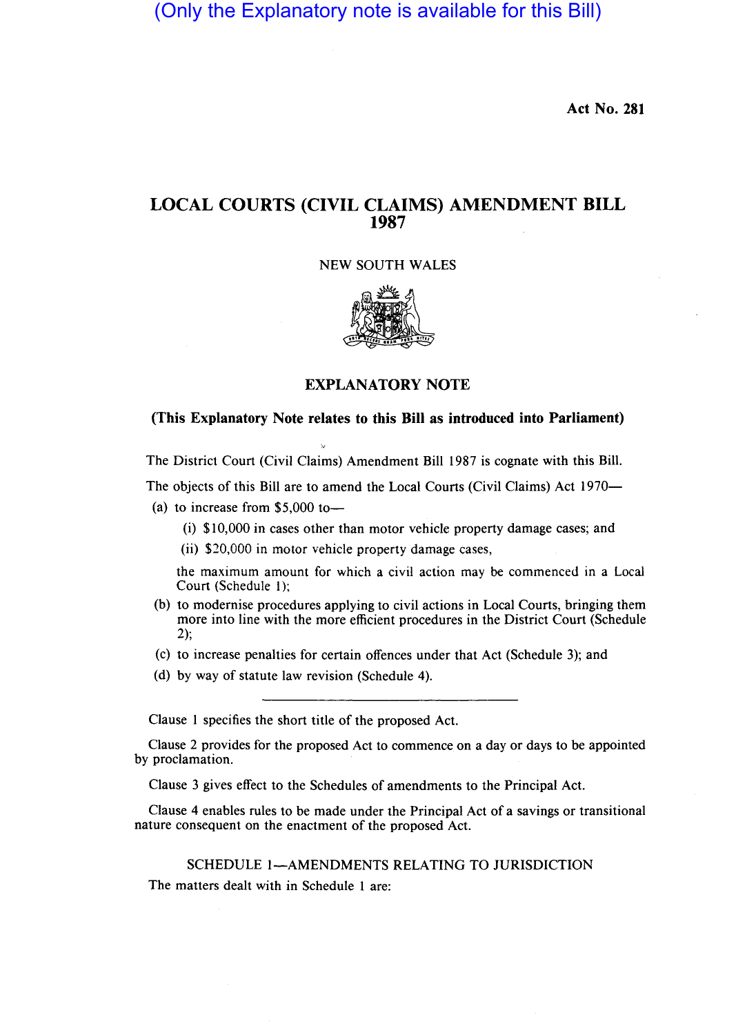(Only the Explanatory note is available for this Bill)

**Act No. 281**

# LOCAL COURTS (CIVIL CLAIMS) AMENDMENT BILL 1987

NEW SOUTH WALES

## EXPLANATORY NOTE

**(This Explanatory Note relates to this Bill as introduced into Parliament)**

The District Court (Civil Claims) Amendment Bill 1987 is cognate with this Bill.

The objects of this Bill are to amend the Local Courts (Civil Claims) Act 1970—

(a) to increase from $5,000 to—

(i) $10,000 in cases other than motor vehicle property damage cases; and

(ii) $20,000 in motor vehicle property damage cases,

the maximum amount for which a civil action may be commenced in a Local Court (Schedule 1);

(b) to modernise procedures applying to civil actions in Local Courts, bringing them more into line with the more efficient procedures in the District Court (Schedule 2);

(c) to increase penalties for certain offences under that Act (Schedule 3); and

(d) by way of statute law revision (Schedule 4).

---

Clause 1 specifies the short title of the proposed Act.

Clause 2 provides for the proposed Act to commence on a day or days to be appointed by proclamation.

Clause 3 gives effect to the Schedules of amendments to the Principal Act.

Clause 4 enables rules to be made under the Principal Act of a savings or transitional nature consequent on the enactment of the proposed Act.

### SCHEDULE 1—AMENDMENTS RELATING TO JURISDICTION

The matters dealt with in Schedule 1 are: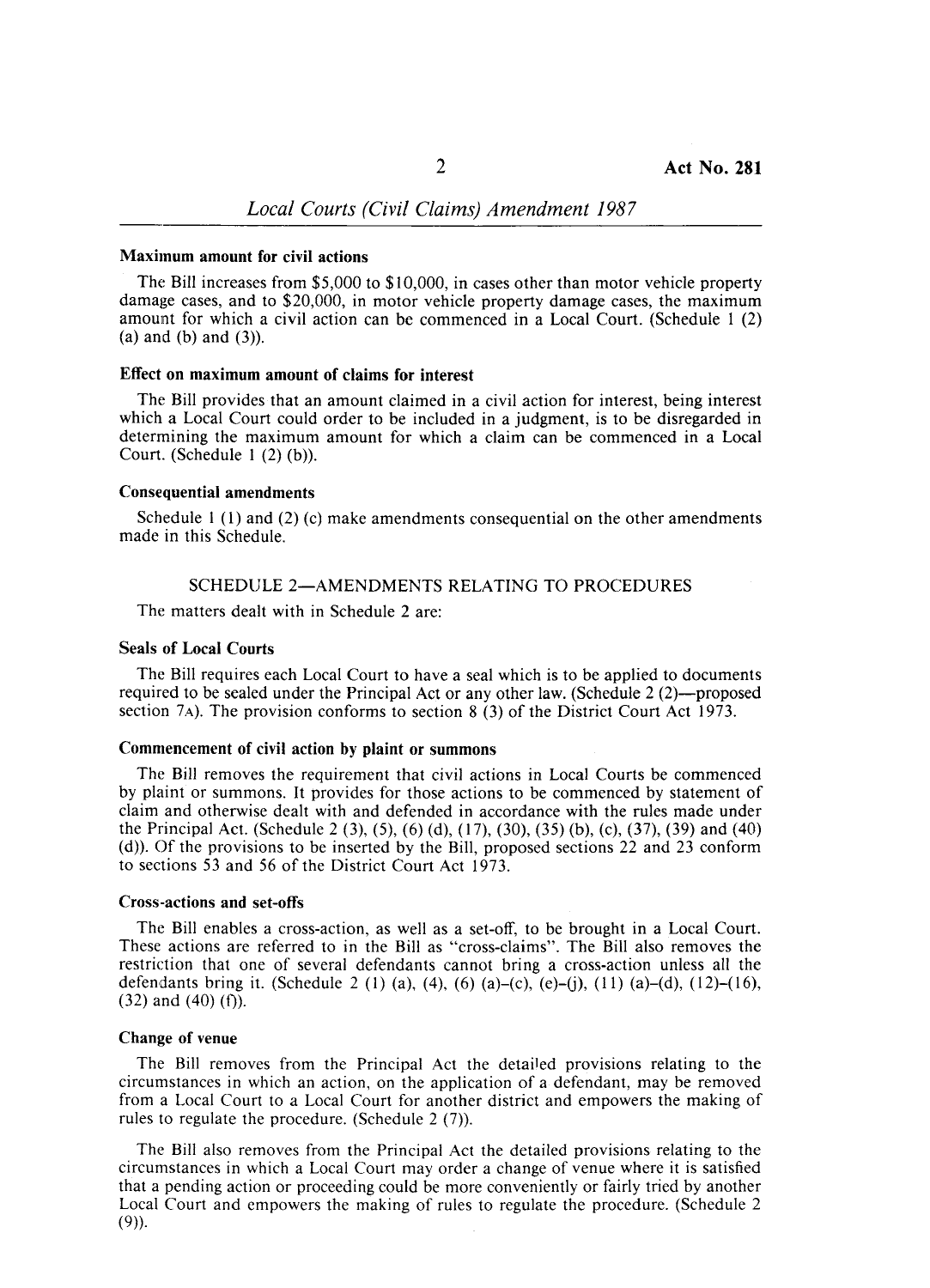#### Maximum amount for civil actions

The Bill increases from $5,000 to $10,000, in cases other than motor vehicle property damage cases, and to $20,000, in motor vehicle property damage cases, the maximum amount for which a civil action can be commenced in a Local Court. (Schedule 1 (2) (a) and (b) and (3)).

#### Effect on maximum amount of claims for interest

The Bill provides that an amount claimed in a civil action for interest, being interest which a Local Court could order to be included in a judgment, is to be disregarded in determining the maximum amount for which a claim can be commenced in a Local Court. (Schedule 1 (2) (b)).

#### Consequential amendments

Schedule 1 (1) and (2) (c) make amendments consequential on the other amendments made in this Schedule.

## SCHEDULE 2—AMENDMENTS RELATING TO PROCEDURES

The matters dealt with in Schedule 2 are:

#### Seals of Local Courts

The Bill requires each Local Court to have a seal which is to be applied to documents required to be sealed under the Principal Act or any other law. (Schedule 2 (2)—proposed section 7A). The provision conforms to section 8 (3) of the District Court Act 1973.

#### Commencement of civil action by plaint or summons

The Bill removes the requirement that civil actions in Local Courts be commenced by plaint or summons. It provides for those actions to be commenced by statement of claim and otherwise dealt with and defended in accordance with the rules made under the Principal Act. (Schedule 2 (3), (5), (6) (d), (17), (30), (35) (b), (c), (37), (39) and (40) (d)). Of the provisions to be inserted by the Bill, proposed sections 22 and 23 conform to sections 53 and 56 of the District Court Act 1973.

#### Cross-actions and set-offs

The Bill enables a cross-action, as well as a set-off, to be brought in a Local Court. These actions are referred to in the Bill as "cross-claims". The Bill also removes the restriction that one of several defendants cannot bring a cross-action unless all the defendants bring it. (Schedule 2 (1) (a), (4), (6) (a)–(c), (e)–(j), (11) (a)–(d), (12)–(16), (32) and (40) (f)).

#### Change of venue

The Bill removes from the Principal Act the detailed provisions relating to the circumstances in which an action, on the application of a defendant, may be removed from a Local Court to a Local Court for another district and empowers the making of rules to regulate the procedure. (Schedule 2 (7)).

The Bill also removes from the Principal Act the detailed provisions relating to the circumstances in which a Local Court may order a change of venue where it is satisfied that a pending action or proceeding could be more conveniently or fairly tried by another Local Court and empowers the making of rules to regulate the procedure. (Schedule 2 (9)).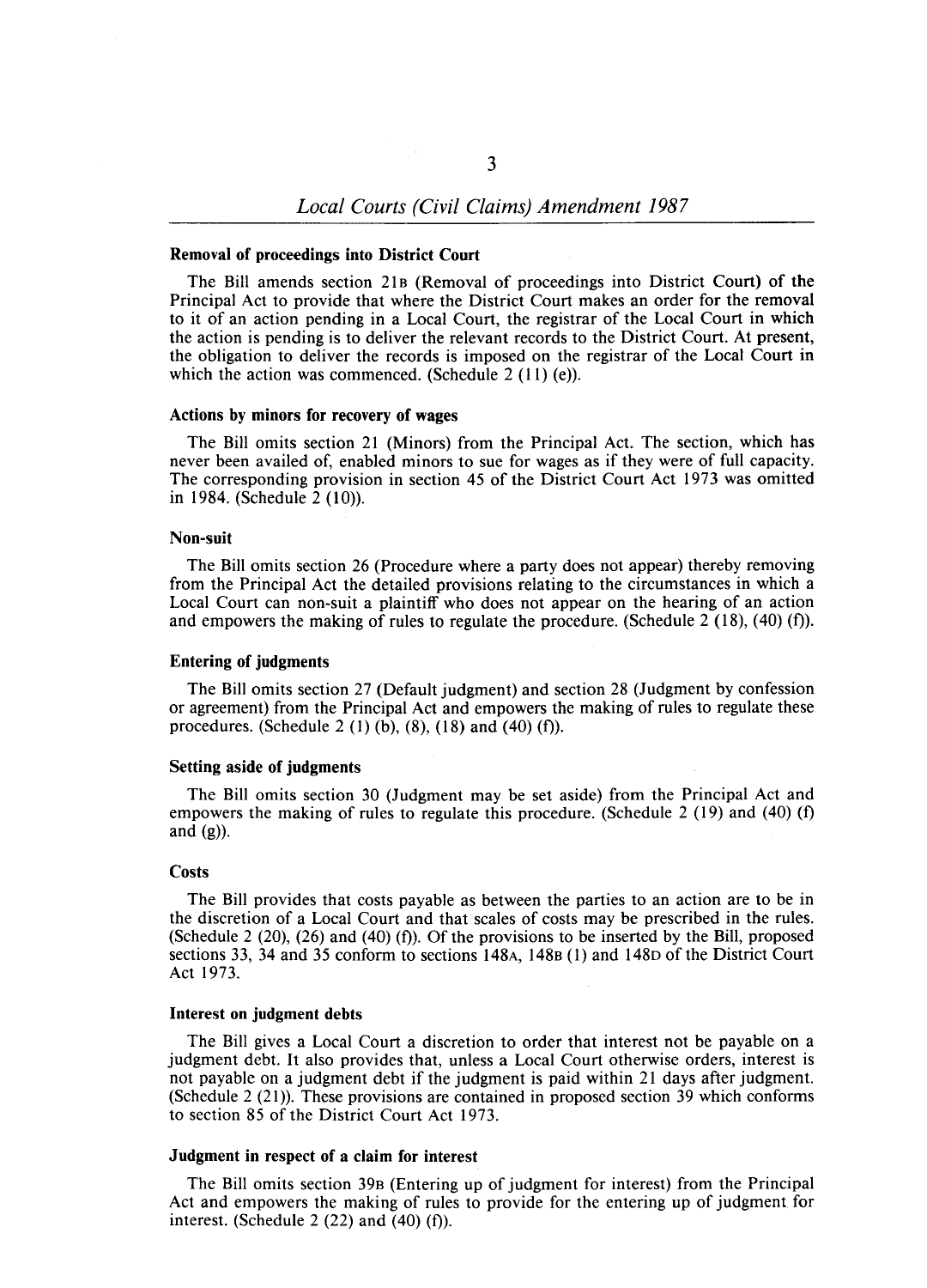#### Removal of proceedings into District Court

The Bill amends section 21B (Removal of proceedings into District Court) of the Principal Act to provide that where the District Court makes an order for the removal to it of an action pending in a Local Court, the registrar of the Local Court in which the action is pending is to deliver the relevant records to the District Court. At present, the obligation to deliver the records is imposed on the registrar of the Local Court in which the action was commenced. (Schedule 2 (11) (e)).

#### Actions by minors for recovery of wages

The Bill omits section 21 (Minors) from the Principal Act. The section, which has never been availed of, enabled minors to sue for wages as if they were of full capacity. The corresponding provision in section 45 of the District Court Act 1973 was omitted in 1984. (Schedule 2 (10)).

#### Non-suit

The Bill omits section 26 (Procedure where a party does not appear) thereby removing from the Principal Act the detailed provisions relating to the circumstances in which a Local Court can non-suit a plaintiff who does not appear on the hearing of an action and empowers the making of rules to regulate the procedure. (Schedule 2 (18), (40) (f)).

#### Entering of judgments

The Bill omits section 27 (Default judgment) and section 28 (Judgment by confession or agreement) from the Principal Act and empowers the making of rules to regulate these procedures. (Schedule 2 (1) (b), (8), (18) and (40) (f)).

#### Setting aside of judgments

The Bill omits section 30 (Judgment may be set aside) from the Principal Act and empowers the making of rules to regulate this procedure. (Schedule 2 (19) and (40) (f) and (g)).

#### Costs

The Bill provides that costs payable as between the parties to an action are to be in the discretion of a Local Court and that scales of costs may be prescribed in the rules. (Schedule 2 (20), (26) and (40) (f)). Of the provisions to be inserted by the Bill, proposed sections 33, 34 and 35 conform to sections 148A, 148B (1) and 148D of the District Court Act 1973.

#### Interest on judgment debts

The Bill gives a Local Court a discretion to order that interest not be payable on a judgment debt. It also provides that, unless a Local Court otherwise orders, interest is not payable on a judgment debt if the judgment is paid within 21 days after judgment. (Schedule 2 (21)). These provisions are contained in proposed section 39 which conforms to section 85 of the District Court Act 1973.

#### Judgment in respect of a claim for interest

The Bill omits section 39B (Entering up of judgment for interest) from the Principal Act and empowers the making of rules to provide for the entering up of judgment for interest. (Schedule 2 (22) and (40) (f)).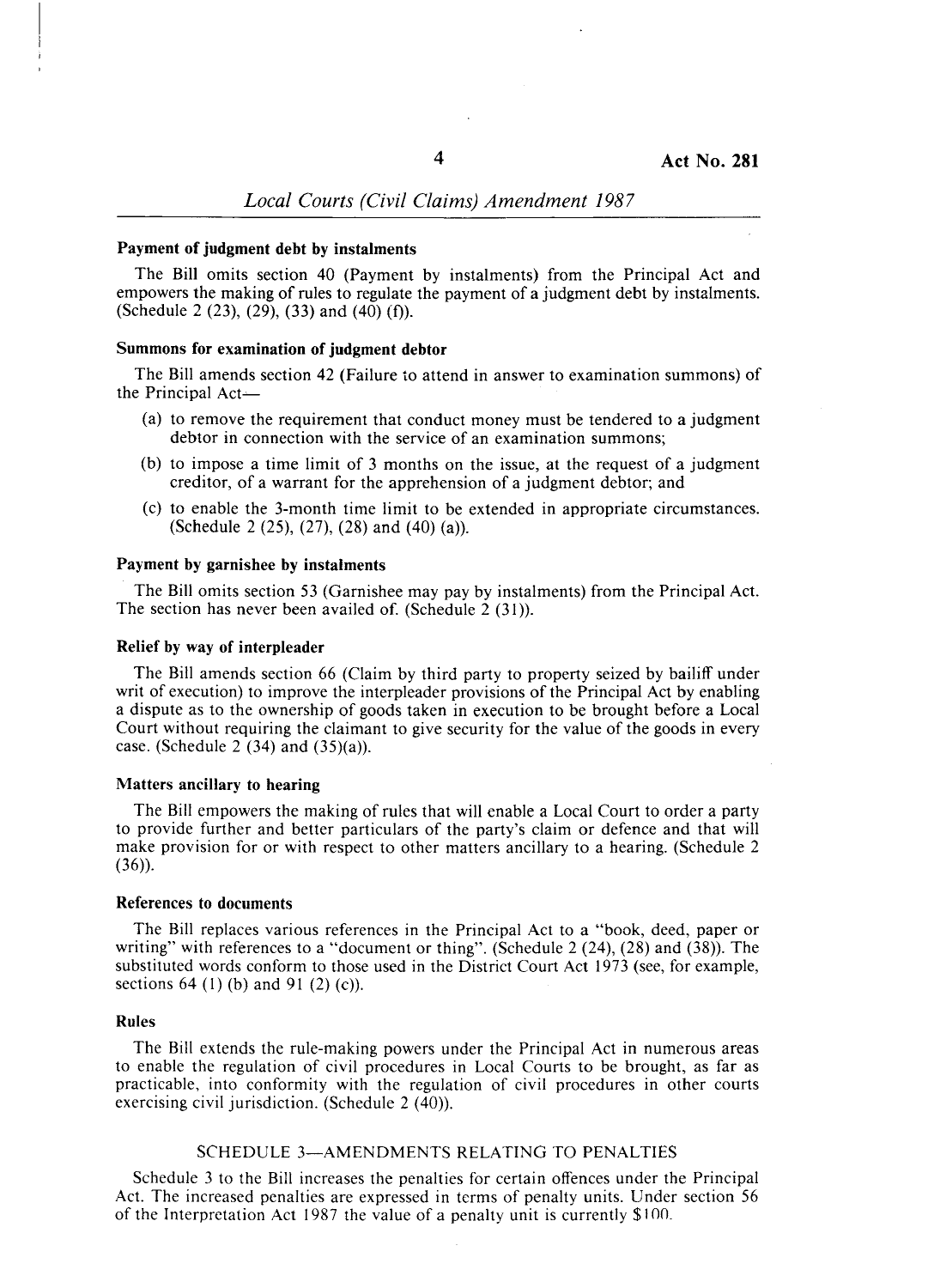#### Payment of judgment debt by instalments

The Bill omits section 40 (Payment by instalments) from the Principal Act and empowers the making of rules to regulate the payment of a judgment debt by instalments. (Schedule 2 (23), (29), (33) and (40) (f)).

#### Summons for examination of judgment debtor

The Bill amends section 42 (Failure to attend in answer to examination summons) of the Principal Act—

- (a) to remove the requirement that conduct money must be tendered to a judgment debtor in connection with the service of an examination summons;
- (b) to impose a time limit of 3 months on the issue, at the request of a judgment creditor, of a warrant for the apprehension of a judgment debtor; and
- (c) to enable the 3-month time limit to be extended in appropriate circumstances. (Schedule 2 (25), (27), (28) and (40) (a)).

#### Payment by garnishee by instalments

The Bill omits section 53 (Garnishee may pay by instalments) from the Principal Act. The section has never been availed of. (Schedule 2 (31)).

#### Relief by way of interpleader

The Bill amends section 66 (Claim by third party to property seized by bailiff under writ of execution) to improve the interpleader provisions of the Principal Act by enabling a dispute as to the ownership of goods taken in execution to be brought before a Local Court without requiring the claimant to give security for the value of the goods in every case. (Schedule 2 (34) and (35)(a)).

#### Matters ancillary to hearing

The Bill empowers the making of rules that will enable a Local Court to order a party to provide further and better particulars of the party's claim or defence and that will make provision for or with respect to other matters ancillary to a hearing. (Schedule 2 (36)).

#### References to documents

The Bill replaces various references in the Principal Act to a "book, deed, paper or writing" with references to a "document or thing". (Schedule 2 (24), (28) and (38)). The substituted words conform to those used in the District Court Act 1973 (see, for example, sections 64 (1) (b) and 91 (2) (c)).

#### Rules

The Bill extends the rule-making powers under the Principal Act in numerous areas to enable the regulation of civil procedures in Local Courts to be brought, as far as practicable, into conformity with the regulation of civil procedures in other courts exercising civil jurisdiction. (Schedule 2 (40)).

### SCHEDULE 3—AMENDMENTS RELATING TO PENALTIES

Schedule 3 to the Bill increases the penalties for certain offences under the Principal Act. The increased penalties are expressed in terms of penalty units. Under section 56 of the Interpretation Act 1987 the value of a penalty unit is currently $100.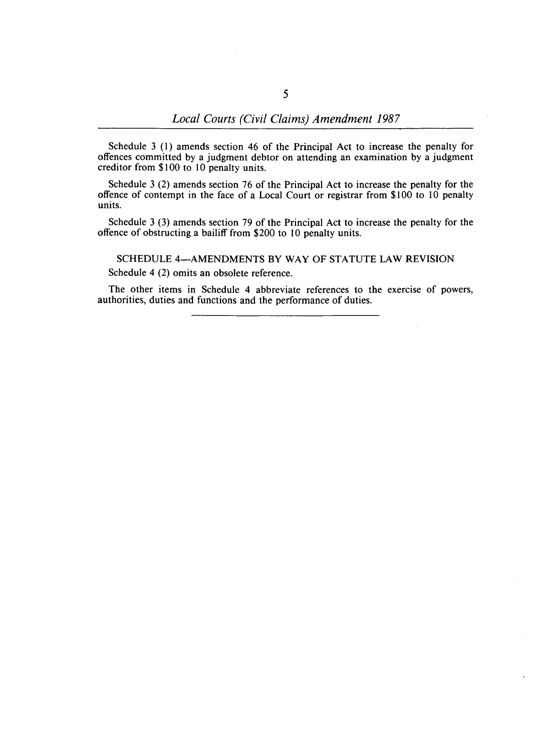Schedule 3 (1) amends section 46 of the Principal Act to increase the penalty for offences committed by a judgment debtor on attending an examination by a judgment creditor from $100 to 10 penalty units.

Schedule 3 (2) amends section 76 of the Principal Act to increase the penalty for the offence of contempt in the face of a Local Court or registrar from $100 to 10 penalty units.

Schedule 3 (3) amends section 79 of the Principal Act to increase the penalty for the offence of obstructing a bailiff from $200 to 10 penalty units.

## SCHEDULE 4—AMENDMENTS BY WAY OF STATUTE LAW REVISION

Schedule 4 (2) omits an obsolete reference.

The other items in Schedule 4 abbreviate references to the exercise of powers, authorities, duties and functions and the performance of duties.